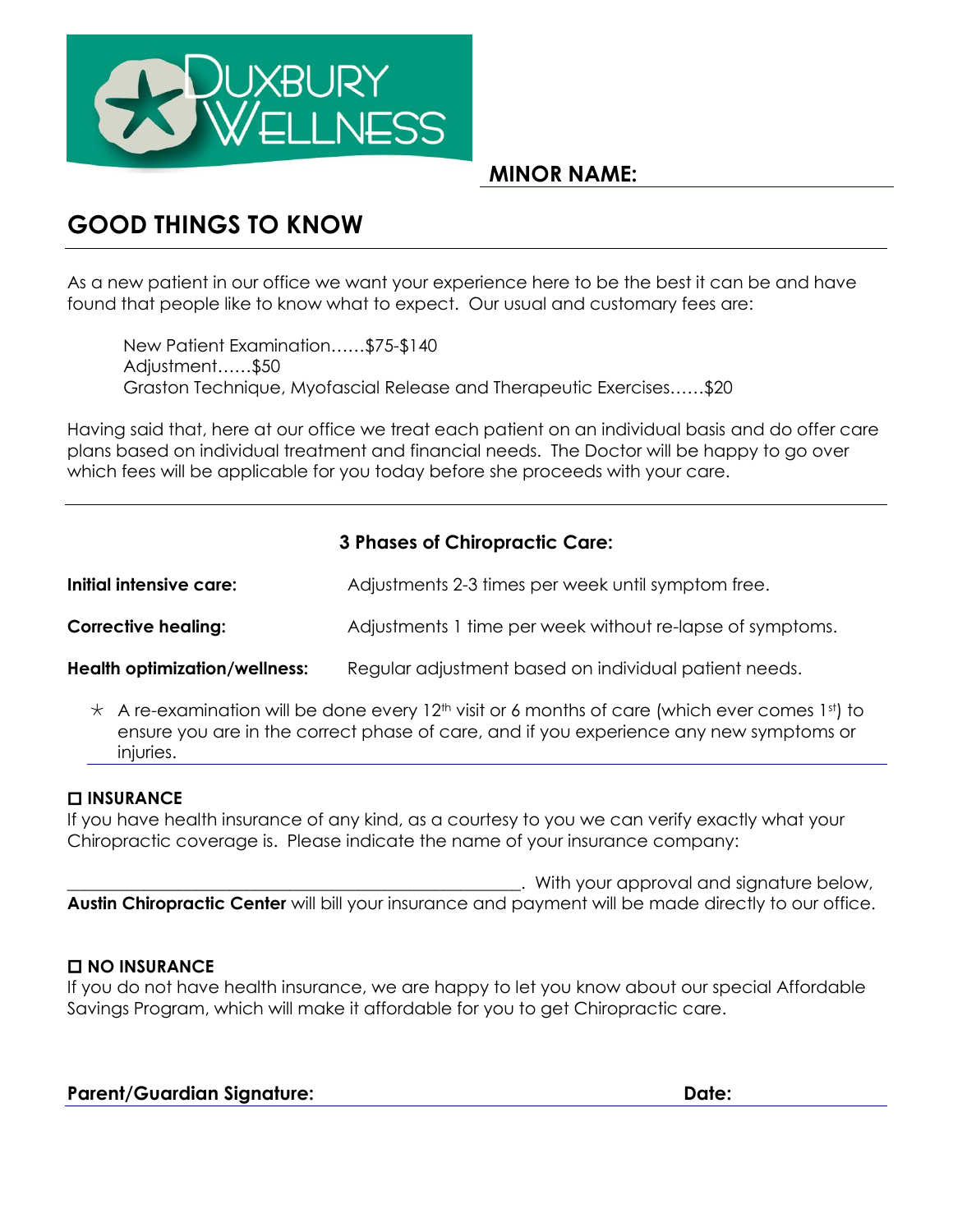DUXBURY WELLNESS

**MINOR NAME:** ____________________

# GOOD THINGS TO KNOW

As a new patient in our office we want your experience here to be the best it can be and have found that people like to know what to expect. Our usual and customary fees are:

New Patient Examination……$75-$140
Adjustment……$50
Graston Technique, Myofascial Release and Therapeutic Exercises……$20

Having said that, here at our office we treat each patient on an individual basis and do offer care plans based on individual treatment and financial needs. The Doctor will be happy to go over which fees will be applicable for you today before she proceeds with your care.

## 3 Phases of Chiropractic Care:

**Initial intensive care:** Adjustments 2-3 times per week until symptom free.

**Corrective healing:** Adjustments 1 time per week without re-lapse of symptoms.

**Health optimization/wellness:** Regular adjustment based on individual patient needs.

- A re-examination will be done every 12th visit or 6 months of care (which ever comes 1st) to ensure you are in the correct phase of care, and if you experience any new symptoms or injuries.

☐ **INSURANCE**

If you have health insurance of any kind, as a courtesy to you we can verify exactly what your Chiropractic coverage is. Please indicate the name of your insurance company:

______________________________________________. With your approval and signature below, **Austin Chiropractic Center** will bill your insurance and payment will be made directly to our office.

☐ **NO INSURANCE**

If you do not have health insurance, we are happy to let you know about our special Affordable Savings Program, which will make it affordable for you to get Chiropractic care.

**Parent/Guardian Signature:** ____________________ **Date:** ____________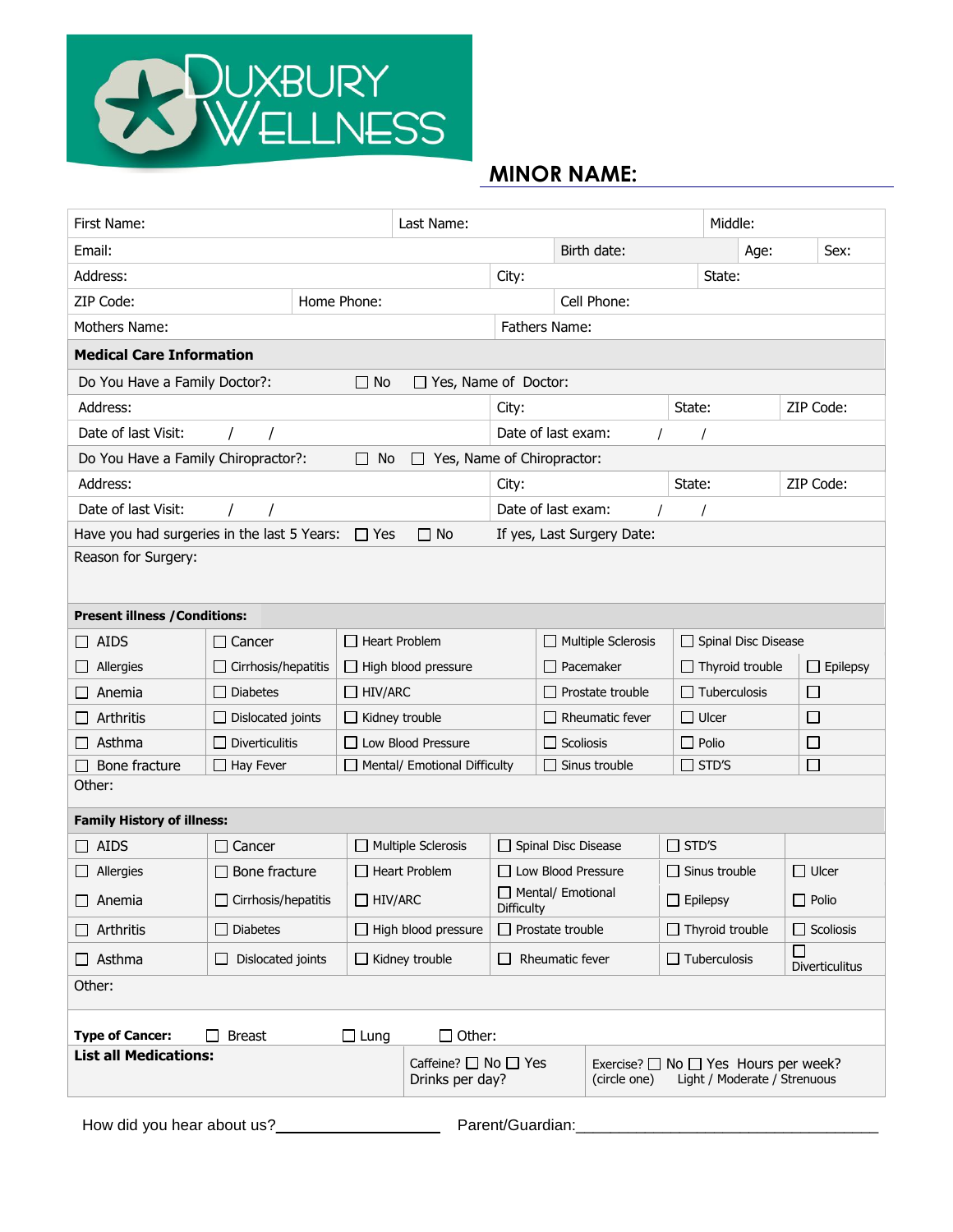# DUXBURY WELLNESS

## MINOR NAME:

| First Name: | | Last Name: | | Middle: | |
|---|---|---|---|---|---|
| Email: | | | Birth date: | Age: | Sex: |
| Address: | | City: | | State: | |
| ZIP Code: | Home Phone: | | Cell Phone: | | |
| Mothers Name: | | Fathers Name: | | | |

**Medical Care Information**

| | | | |
|---|---|---|---|
| Do You Have a Family Doctor?: ☐ No ☐ Yes, Name of Doctor: | | | |
| Address: | City: | State: | ZIP Code: |
| Date of last Visit: / / | Date of last exam: / / | | |
| Do You Have a Family Chiropractor?: ☐ No ☐ Yes, Name of Chiropractor: | | | |
| Address: | City: | State: | ZIP Code: |
| Date of last Visit: / / | Date of last exam: / / | | |
| Have you had surgeries in the last 5 Years: ☐ Yes ☐ No | If yes, Last Surgery Date: | | |
| Reason for Surgery: | | | |

**Present illness /Conditions:**

| | | | | | |
|---|---|---|---|---|---|
| ☐ AIDS | ☐ Cancer | ☐ Heart Problem | ☐ Multiple Sclerosis | ☐ Spinal Disc Disease | |
| ☐ Allergies | ☐ Cirrhosis/hepatitis | ☐ High blood pressure | ☐ Pacemaker | ☐ Thyroid trouble | ☐ Epilepsy |
| ☐ Anemia | ☐ Diabetes | ☐ HIV/ARC | ☐ Prostate trouble | ☐ Tuberculosis | ☐ |
| ☐ Arthritis | ☐ Dislocated joints | ☐ Kidney trouble | ☐ Rheumatic fever | ☐ Ulcer | ☐ |
| ☐ Asthma | ☐ Diverticulitis | ☐ Low Blood Pressure | ☐ Scoliosis | ☐ Polio | ☐ |
| ☐ Bone fracture | ☐ Hay Fever | ☐ Mental/ Emotional Difficulty | ☐ Sinus trouble | ☐ STD'S | ☐ |

Other:

**Family History of illness:**

| | | | | | |
|---|---|---|---|---|---|
| ☐ AIDS | ☐ Cancer | ☐ Multiple Sclerosis | ☐ Spinal Disc Disease | ☐ STD'S | |
| ☐ Allergies | ☐ Bone fracture | ☐ Heart Problem | ☐ Low Blood Pressure | ☐ Sinus trouble | ☐ Ulcer |
| ☐ Anemia | ☐ Cirrhosis/hepatitis | ☐ HIV/ARC | ☐ Mental/ Emotional Difficulty | ☐ Epilepsy | ☐ Polio |
| ☐ Arthritis | ☐ Diabetes | ☐ High blood pressure | ☐ Prostate trouble | ☐ Thyroid trouble | ☐ Scoliosis |
| ☐ Asthma | ☐ Dislocated joints | ☐ Kidney trouble | ☐ Rheumatic fever | ☐ Tuberculosis | ☐ Diverticulitus |

Other:

**Type of Cancer:** ☐ Breast ☐ Lung ☐ Other:

| | | |
|---|---|---|
| **List all Medications:** | Caffeine? ☐ No ☐ Yes Drinks per day? | Exercise? ☐ No ☐ Yes Hours per week? (circle one) Light / Moderate / Strenuous |

How did you hear about us?__________________ Parent/Guardian:________________________________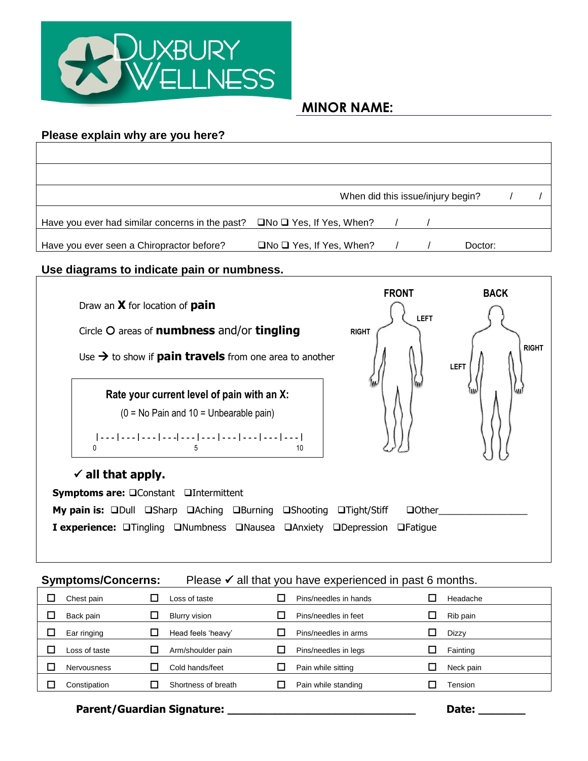DUXBURY WELLNESS

**MINOR NAME:**

## Please explain why are you here?

When did this issue/injury begin? / /

Have you ever had similar concerns in the past? ❑No ❑ Yes, If Yes, When? / /

Have you ever seen a Chiropractor before? ❑No ❑ Yes, If Yes, When? / / Doctor:

## Use diagrams to indicate pain or numbness.

Draw an **X** for location of **pain**

Circle O areas of **numbness** and/or **tingling**

Use → to show if **pain travels** from one area to another

**Rate your current level of pain with an X:**

(0 = No Pain and 10 = Unbearable pain)

|---|---|---|---|---|---|---|---|---|---|
0 5 10

FRONT
RIGHT
LEFT

BACK
LEFT
RIGHT

✓ **all that apply.**

**Symptoms are:** ❑Constant ❑Intermittent

**My pain is:** ❑Dull ❑Sharp ❑Aching ❑Burning ❑Shooting ❑Tight/Stiff ❑Other________________

**I experience:** ❑Tingling ❑Numbness ❑Nausea ❑Anxiety ❑Depression ❑Fatigue

**Symptoms/Concerns:** Please ✓ all that you have experienced in past 6 months.

| | | | |
|---|---|---|---|
| ☐ Chest pain | ☐ Loss of taste | ☐ Pins/needles in hands | ☐ Headache |
| ☐ Back pain | ☐ Blurry vision | ☐ Pins/needles in feet | ☐ Rib pain |
| ☐ Ear ringing | ☐ Head feels 'heavy' | ☐ Pins/needles in arms | ☐ Dizzy |
| ☐ Loss of taste | ☐ Arm/shoulder pain | ☐ Pins/needles in legs | ☐ Fainting |
| ☐ Nervousness | ☐ Cold hands/feet | ☐ Pain while sitting | ☐ Neck pain |
| ☐ Constipation | ☐ Shortness of breath | ☐ Pain while standing | ☐ Tension |

**Parent/Guardian Signature:** ____________________________ **Date:** _______